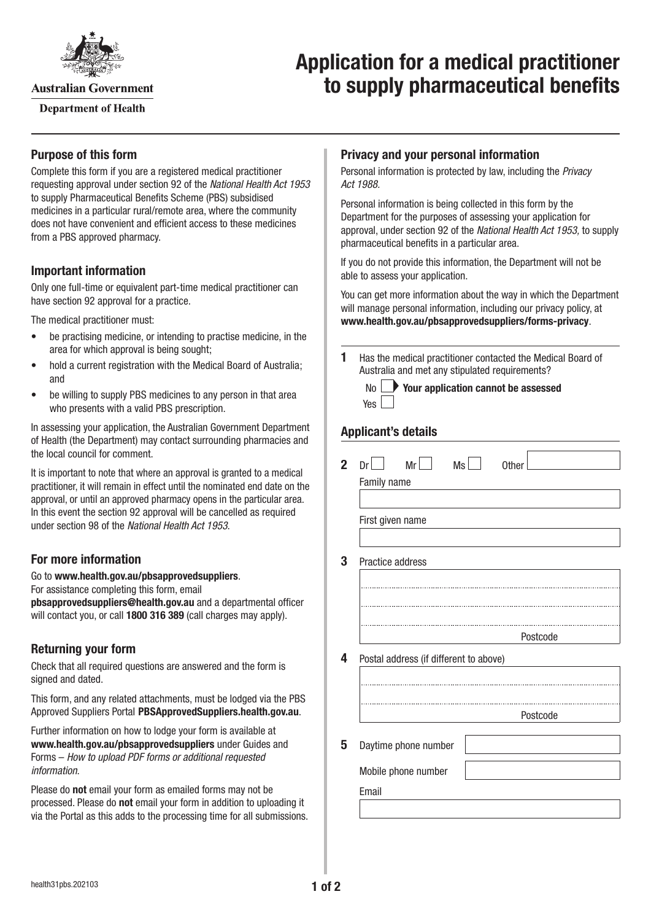Australian Government

Department of Health

# Application for a medical practitioner to supply pharmaceutical benefits

## Purpose of this form

Complete this form if you are a registered medical practitioner requesting approval under section 92 of the *National Health Act 1953* to supply Pharmaceutical Benefits Scheme (PBS) subsidised medicines in a particular rural/remote area, where the community does not have convenient and efficient access to these medicines from a PBS approved pharmacy.

## Important information

Only one full-time or equivalent part-time medical practitioner can have section 92 approval for a practice.

The medical practitioner must:

- be practising medicine, or intending to practise medicine, in the area for which approval is being sought;
- hold a current registration with the Medical Board of Australia; and
- be willing to supply PBS medicines to any person in that area who presents with a valid PBS prescription.

In assessing your application, the Australian Government Department of Health (the Department) may contact surrounding pharmacies and the local council for comment.

It is important to note that where an approval is granted to a medical practitioner, it will remain in effect until the nominated end date on the approval, or until an approved pharmacy opens in the particular area. In this event the section 92 approval will be cancelled as required under section 98 of the *National Health Act 1953*.

## For more information

Go to **www.health.gov.au/pbsapprovedsuppliers**.
For assistance completing this form, email **pbsapprovedsuppliers@health.gov.au** and a departmental officer will contact you, or call **1800 316 389** (call charges may apply).

## Returning your form

Check that all required questions are answered and the form is signed and dated.

This form, and any related attachments, must be lodged via the PBS Approved Suppliers Portal **PBSApprovedSuppliers.health.gov.au**.

Further information on how to lodge your form is available at **www.health.gov.au/pbsapprovedsuppliers** under Guides and Forms – *How to upload PDF forms or additional requested information*.

Please do **not** email your form as emailed forms may not be processed. Please do **not** email your form in addition to uploading it via the Portal as this adds to the processing time for all submissions.

## Privacy and your personal information

Personal information is protected by law, including the *Privacy Act 1988*.

Personal information is being collected in this form by the Department for the purposes of assessing your application for approval, under section 92 of the *National Health Act 1953*, to supply pharmaceutical benefits in a particular area.

If you do not provide this information, the Department will not be able to assess your application.

You can get more information about the way in which the Department will manage personal information, including our privacy policy, at **www.health.gov.au/pbsapprovedsuppliers/forms-privacy**.

**1** Has the medical practitioner contacted the Medical Board of Australia and met any stipulated requirements?

No ☐ ▶ **Your application cannot be assessed**

Yes ☐

## Applicant's details

**2** Dr ☐ Mr ☐ Ms ☐ Other ________

Family name

First given name

**3** Practice address

Postcode

**4** Postal address (if different to above)

Postcode

**5** Daytime phone number

Mobile phone number

Email

health31pbs.202103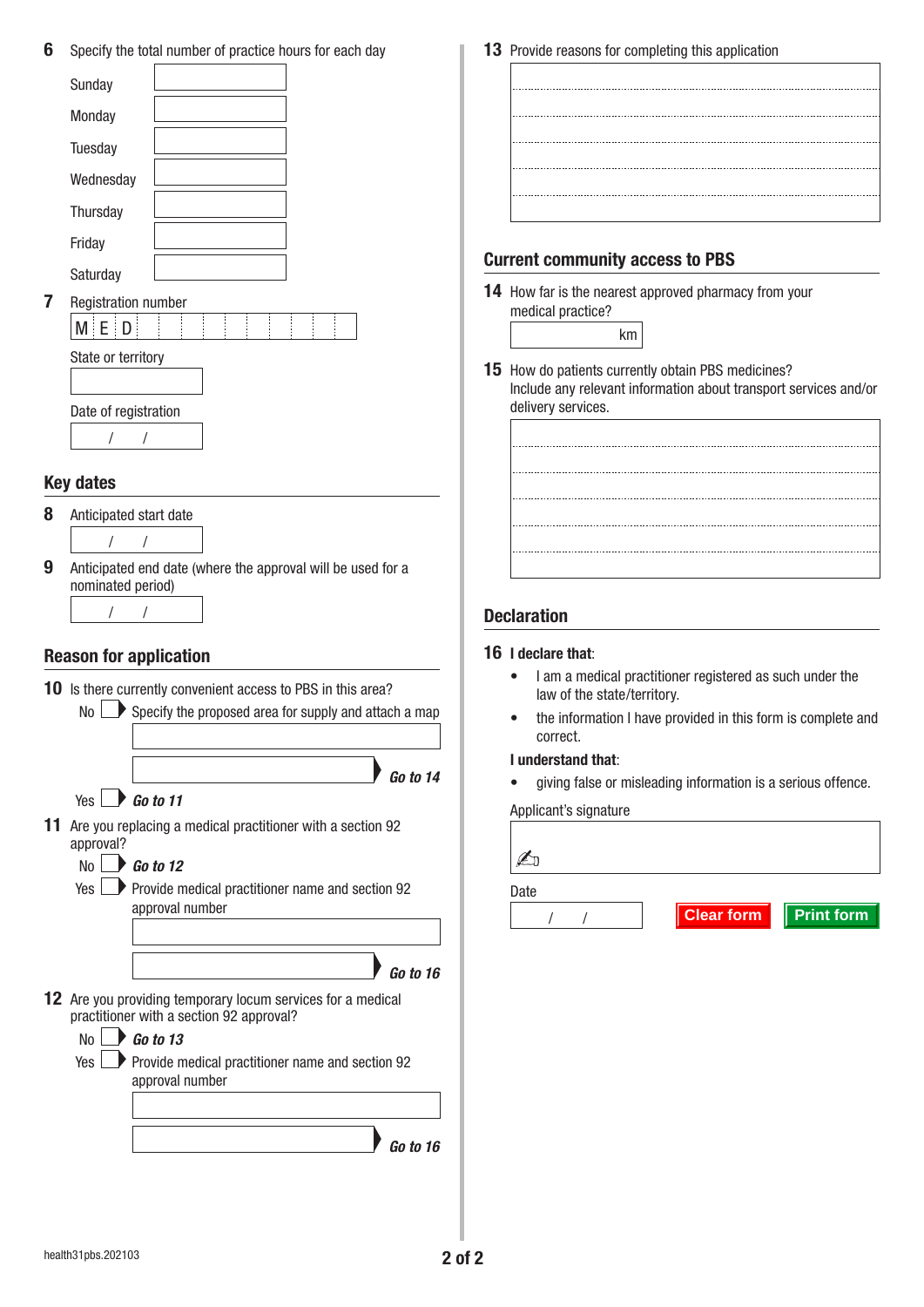**6** Specify the total number of practice hours for each day

Sunday

Monday

Tuesday

Wednesday

Thursday

Friday

Saturday

**7** Registration number

M E D

State or territory

Date of registration

/ /

## Key dates

**8** Anticipated start date

/ /

**9** Anticipated end date (where the approval will be used for a nominated period)

/ /

## Reason for application

**10** Is there currently convenient access to PBS in this area?

No ☐ Specify the proposed area for supply and attach a map

***Go to 14***

Yes ☐ ***Go to 11***

**11** Are you replacing a medical practitioner with a section 92 approval?

No ☐ ***Go to 12***

Yes ☐ Provide medical practitioner name and section 92 approval number

***Go to 16***

**12** Are you providing temporary locum services for a medical practitioner with a section 92 approval?

No ☐ ***Go to 13***

Yes ☐ Provide medical practitioner name and section 92 approval number

***Go to 16***

**13** Provide reasons for completing this application

## Current community access to PBS

**14** How far is the nearest approved pharmacy from your medical practice?

km

**15** How do patients currently obtain PBS medicines? Include any relevant information about transport services and/or delivery services.

## Declaration

**16 I declare that**:

- I am a medical practitioner registered as such under the law of the state/territory.
- the information I have provided in this form is complete and correct.

**I understand that**:

- giving false or misleading information is a serious offence.

Applicant's signature

Date

/ /

Clear form | Print form

health31pbs.202103